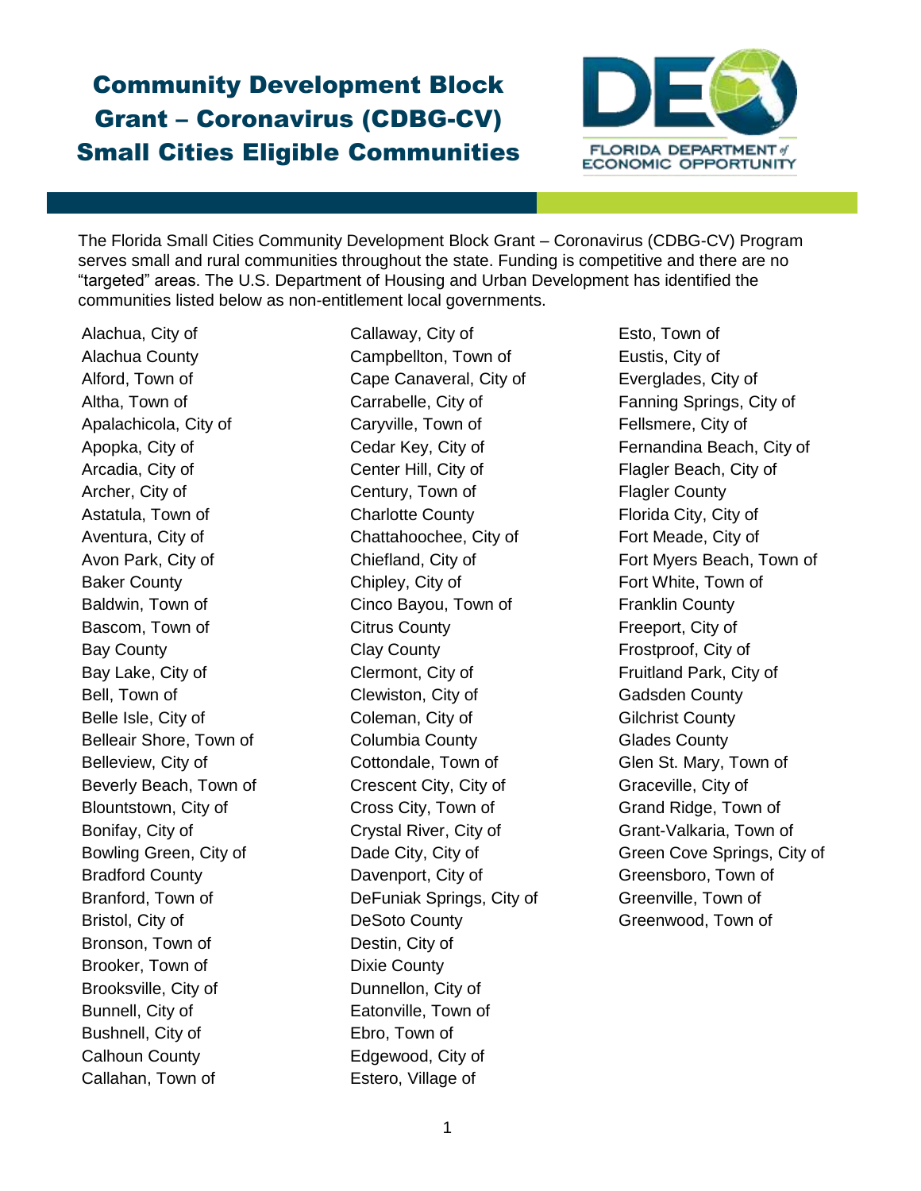# Community Development Block Grant – Coronavirus (CDBG-CV) Small Cities Eligible Communities

FLORIDA DEPARTMENT of ECONOMIC OPPORTUNITY

The Florida Small Cities Community Development Block Grant – Coronavirus (CDBG-CV) Program serves small and rural communities throughout the state. Funding is competitive and there are no "targeted" areas. The U.S. Department of Housing and Urban Development has identified the communities listed below as non-entitlement local governments.

Alachua, City of
Alachua County
Alford, Town of
Altha, Town of
Apalachicola, City of
Apopka, City of
Arcadia, City of
Archer, City of
Astatula, Town of
Aventura, City of
Avon Park, City of
Baker County
Baldwin, Town of
Bascom, Town of
Bay County
Bay Lake, City of
Bell, Town of
Belle Isle, City of
Belleair Shore, Town of
Belleview, City of
Beverly Beach, Town of
Blountstown, City of
Bonifay, City of
Bowling Green, City of
Bradford County
Branford, Town of
Bristol, City of
Bronson, Town of
Brooker, Town of
Brooksville, City of
Bunnell, City of
Bushnell, City of
Calhoun County
Callahan, Town of
Callaway, City of
Campbellton, Town of
Cape Canaveral, City of
Carrabelle, City of
Caryville, Town of
Cedar Key, City of
Center Hill, City of
Century, Town of
Charlotte County
Chattahoochee, City of
Chiefland, City of
Chipley, City of
Cinco Bayou, Town of
Citrus County
Clay County
Clermont, City of
Clewiston, City of
Coleman, City of
Columbia County
Cottondale, Town of
Crescent City, City of
Cross City, Town of
Crystal River, City of
Dade City, City of
Davenport, City of
DeFuniak Springs, City of
DeSoto County
Destin, City of
Dixie County
Dunnellon, City of
Eatonville, Town of
Ebro, Town of
Edgewood, City of
Estero, Village of
Esto, Town of
Eustis, City of
Everglades, City of
Fanning Springs, City of
Fellsmere, City of
Fernandina Beach, City of
Flagler Beach, City of
Flagler County
Florida City, City of
Fort Meade, City of
Fort Myers Beach, Town of
Fort White, Town of
Franklin County
Freeport, City of
Frostproof, City of
Fruitland Park, City of
Gadsden County
Gilchrist County
Glades County
Glen St. Mary, Town of
Graceville, City of
Grand Ridge, Town of
Grant-Valkaria, Town of
Green Cove Springs, City of
Greensboro, Town of
Greenville, Town of
Greenwood, Town of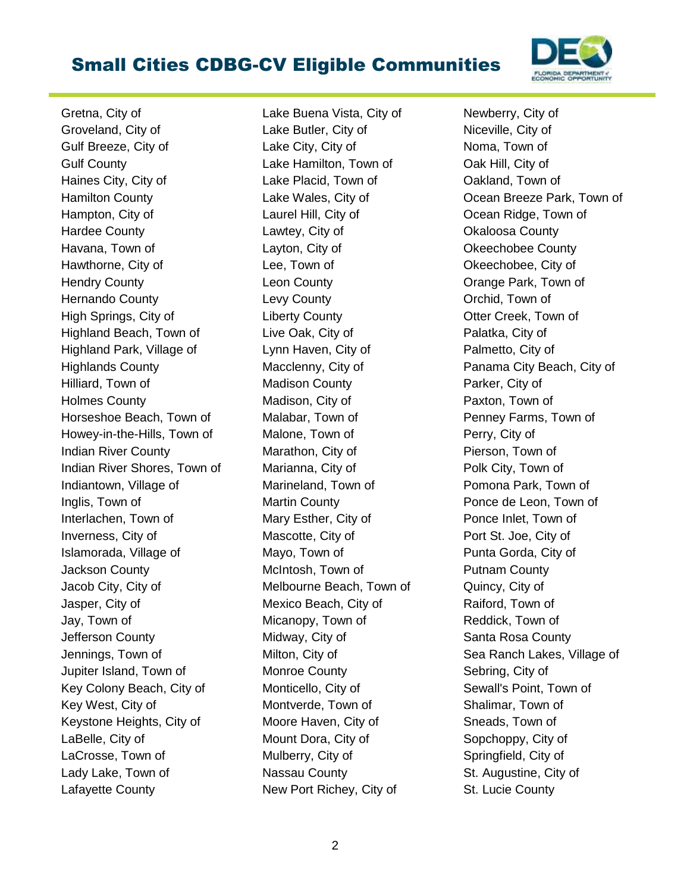# Small Cities CDBG-CV Eligible Communities

Gretna, City of
Groveland, City of
Gulf Breeze, City of
Gulf County
Haines City, City of
Hamilton County
Hampton, City of
Hardee County
Havana, Town of
Hawthorne, City of
Hendry County
Hernando County
High Springs, City of
Highland Beach, Town of
Highland Park, Village of
Highlands County
Hilliard, Town of
Holmes County
Horseshoe Beach, Town of
Howey-in-the-Hills, Town of
Indian River County
Indian River Shores, Town of
Indiantown, Village of
Inglis, Town of
Interlachen, Town of
Inverness, City of
Islamorada, Village of
Jackson County
Jacob City, City of
Jasper, City of
Jay, Town of
Jefferson County
Jennings, Town of
Jupiter Island, Town of
Key Colony Beach, City of
Key West, City of
Keystone Heights, City of
LaBelle, City of
LaCrosse, Town of
Lady Lake, Town of
Lafayette County
Lake Buena Vista, City of
Lake Butler, City of
Lake City, City of
Lake Hamilton, Town of
Lake Placid, Town of
Lake Wales, City of
Laurel Hill, City of
Lawtey, City of
Layton, City of
Lee, Town of
Leon County
Levy County
Liberty County
Live Oak, City of
Lynn Haven, City of
Macclenny, City of
Madison County
Madison, City of
Malabar, Town of
Malone, Town of
Marathon, City of
Marianna, City of
Marineland, Town of
Martin County
Mary Esther, City of
Mascotte, City of
Mayo, Town of
McIntosh, Town of
Melbourne Beach, Town of
Mexico Beach, City of
Micanopy, Town of
Midway, City of
Milton, City of
Monroe County
Monticello, City of
Montverde, Town of
Moore Haven, City of
Mount Dora, City of
Mulberry, City of
Nassau County
New Port Richey, City of
Newberry, City of
Niceville, City of
Noma, Town of
Oak Hill, City of
Oakland, Town of
Ocean Breeze Park, Town of
Ocean Ridge, Town of
Okaloosa County
Okeechobee County
Okeechobee, City of
Orange Park, Town of
Orchid, Town of
Otter Creek, Town of
Palatka, City of
Palmetto, City of
Panama City Beach, City of
Parker, City of
Paxton, Town of
Penney Farms, Town of
Perry, City of
Pierson, Town of
Polk City, Town of
Pomona Park, Town of
Ponce de Leon, Town of
Ponce Inlet, Town of
Port St. Joe, City of
Punta Gorda, City of
Putnam County
Quincy, City of
Raiford, Town of
Reddick, Town of
Santa Rosa County
Sea Ranch Lakes, Village of
Sebring, City of
Sewall's Point, Town of
Shalimar, Town of
Sneads, Town of
Sopchoppy, City of
Springfield, City of
St. Augustine, City of
St. Lucie County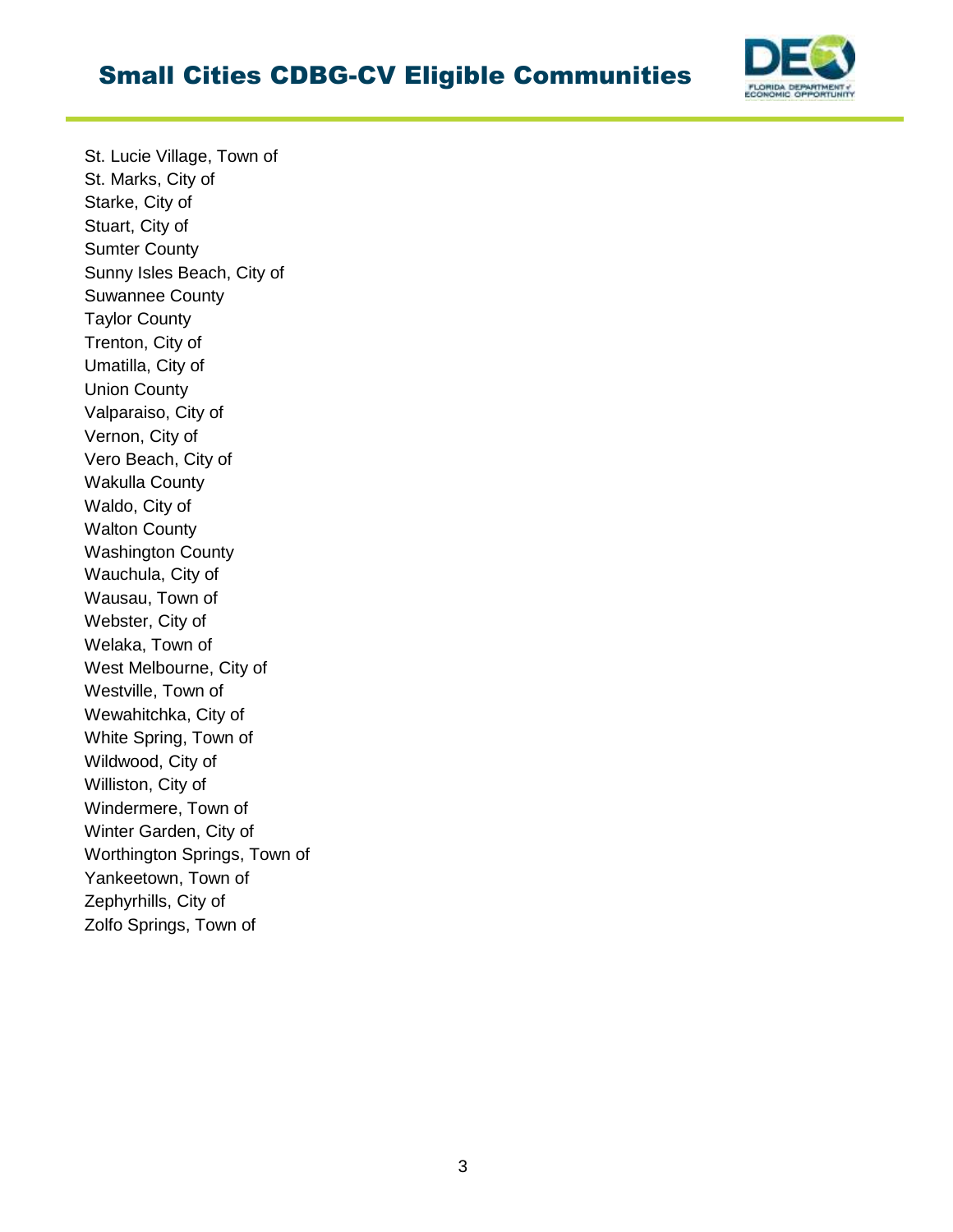# Small Cities CDBG-CV Eligible Communities

St. Lucie Village, Town of
St. Marks, City of
Starke, City of
Stuart, City of
Sumter County
Sunny Isles Beach, City of
Suwannee County
Taylor County
Trenton, City of
Umatilla, City of
Union County
Valparaiso, City of
Vernon, City of
Vero Beach, City of
Wakulla County
Waldo, City of
Walton County
Washington County
Wauchula, City of
Wausau, Town of
Webster, City of
Welaka, Town of
West Melbourne, City of
Westville, Town of
Wewahitchka, City of
White Spring, Town of
Wildwood, City of
Williston, City of
Windermere, Town of
Winter Garden, City of
Worthington Springs, Town of
Yankeetown, Town of
Zephyrhills, City of
Zolfo Springs, Town of